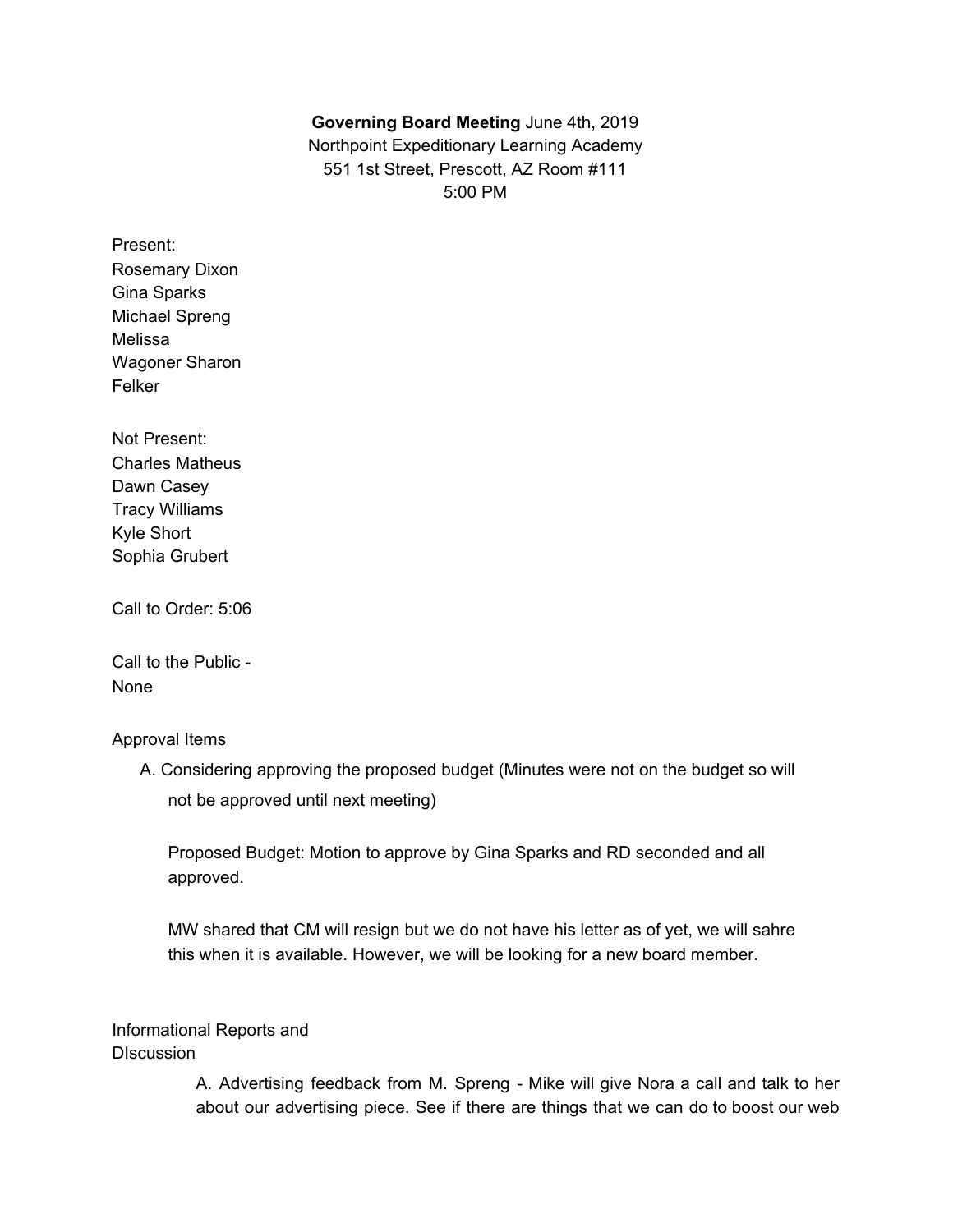**Governing Board Meeting** June 4th, 2019
Northpoint Expeditionary Learning Academy
551 1st Street, Prescott, AZ Room #111
5:00 PM

Present:
Rosemary Dixon
Gina Sparks
Michael Spreng
Melissa
Wagoner Sharon
Felker

Not Present:
Charles Matheus
Dawn Casey
Tracy Williams
Kyle Short
Sophia Grubert

Call to Order: 5:06

Call to the Public -
None

Approval Items

A. Considering approving the proposed budget (Minutes were not on the budget so will not be approved until next meeting)

Proposed Budget: Motion to approve by Gina Sparks and RD seconded and all approved.

MW shared that CM will resign but we do not have his letter as of yet, we will sahre this when it is available. However, we will be looking for a new board member.

Informational Reports and DIscussion

A. Advertising feedback from M. Spreng - Mike will give Nora a call and talk to her about our advertising piece. See if there are things that we can do to boost our web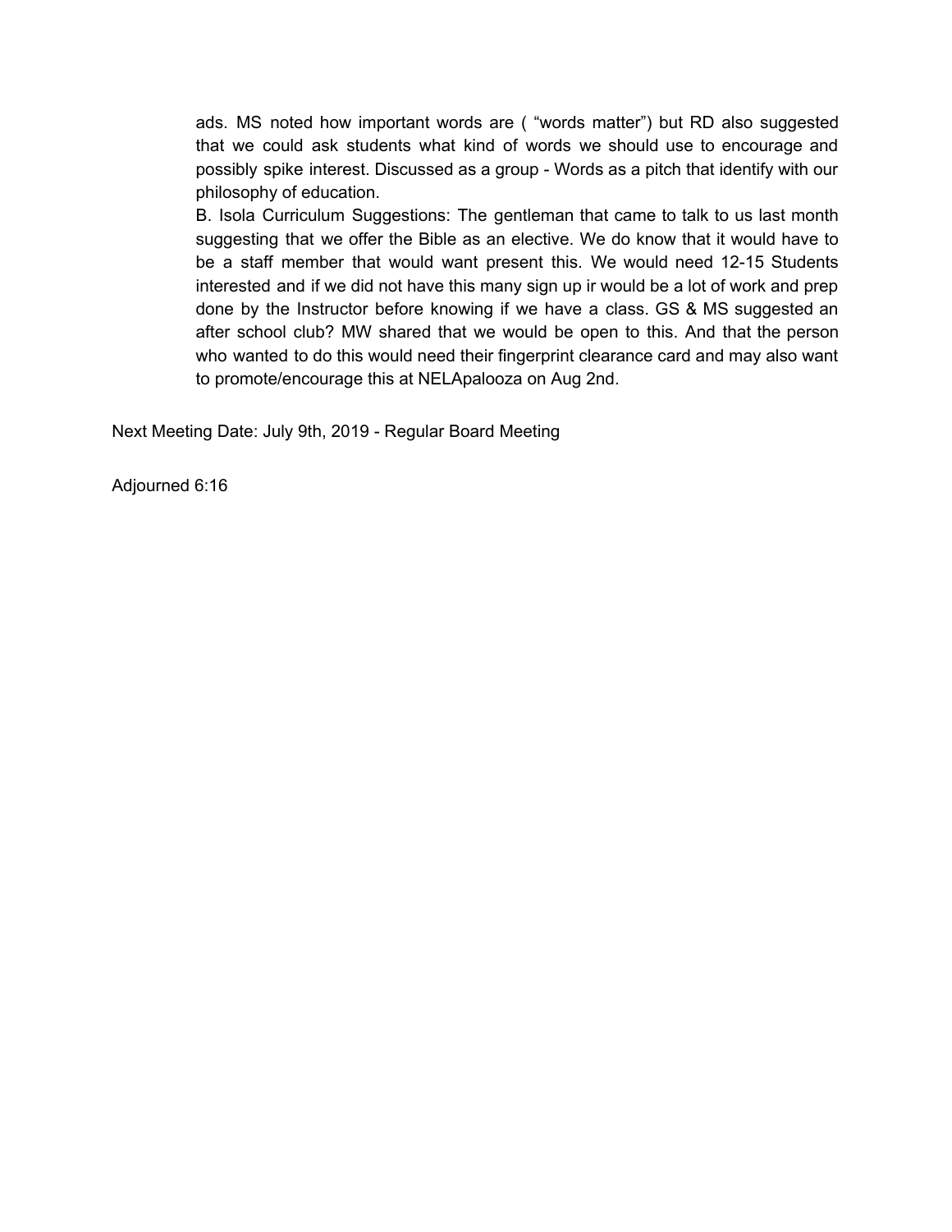ads. MS noted how important words are ( "words matter") but RD also suggested that we could ask students what kind of words we should use to encourage and possibly spike interest. Discussed as a group - Words as a pitch that identify with our philosophy of education.

B. Isola Curriculum Suggestions: The gentleman that came to talk to us last month suggesting that we offer the Bible as an elective. We do know that it would have to be a staff member that would want present this. We would need 12-15 Students interested and if we did not have this many sign up ir would be a lot of work and prep done by the Instructor before knowing if we have a class. GS & MS suggested an after school club? MW shared that we would be open to this. And that the person who wanted to do this would need their fingerprint clearance card and may also want to promote/encourage this at NELApalooza on Aug 2nd.

Next Meeting Date: July 9th, 2019 - Regular Board Meeting

Adjourned 6:16